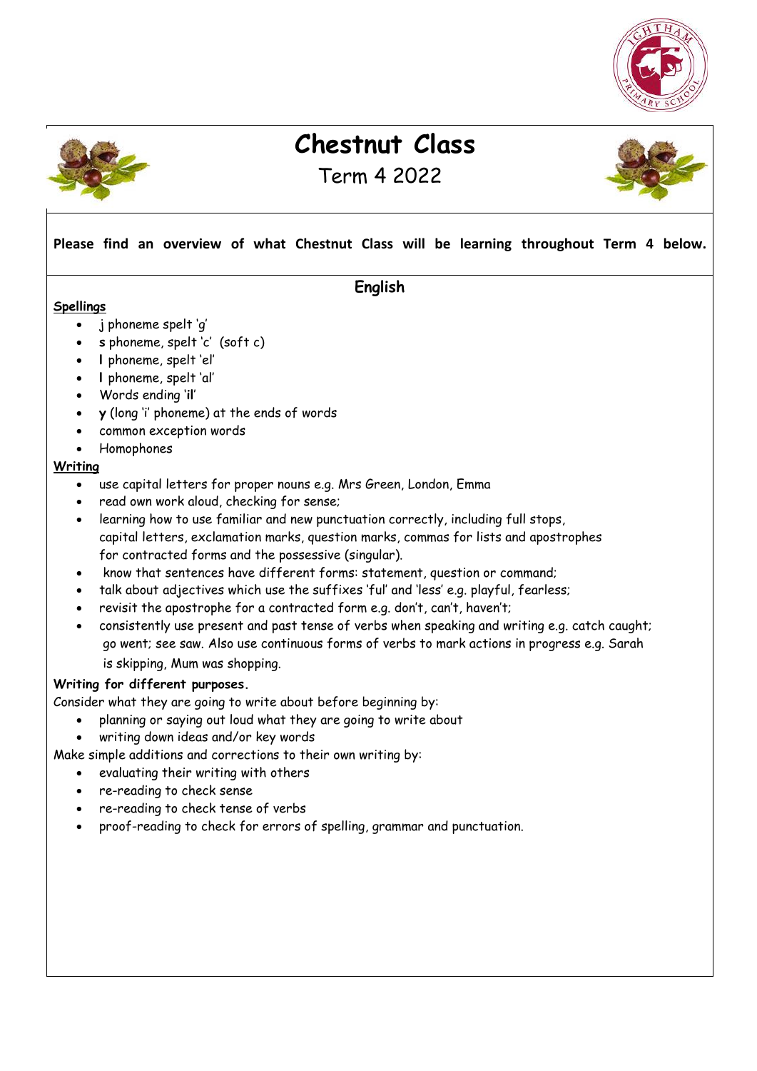# Chestnut Class

Term 4 2022

**Please find an overview of what Chestnut Class will be learning throughout Term 4 below.**

## English

**Spellings**

- j phoneme spelt 'g'
- **s** phoneme, spelt 'c' (soft c)
- **l** phoneme, spelt 'el'
- **l** phoneme, spelt 'al'
- Words ending '**il**'
- **y** (long 'i' phoneme) at the ends of words
- common exception words
- Homophones

**Writing**

- use capital letters for proper nouns e.g. Mrs Green, London, Emma
- read own work aloud, checking for sense;
- learning how to use familiar and new punctuation correctly, including full stops, capital letters, exclamation marks, question marks, commas for lists and apostrophes for contracted forms and the possessive (singular).
- know that sentences have different forms: statement, question or command;
- talk about adjectives which use the suffixes 'ful' and 'less' e.g. playful, fearless;
- revisit the apostrophe for a contracted form e.g. don't, can't, haven't;
- consistently use present and past tense of verbs when speaking and writing e.g. catch caught; go went; see saw. Also use continuous forms of verbs to mark actions in progress e.g. Sarah is skipping, Mum was shopping.

**Writing for different purposes.**

Consider what they are going to write about before beginning by:

- planning or saying out loud what they are going to write about
- writing down ideas and/or key words

Make simple additions and corrections to their own writing by:

- evaluating their writing with others
- re-reading to check sense
- re-reading to check tense of verbs
- proof-reading to check for errors of spelling, grammar and punctuation.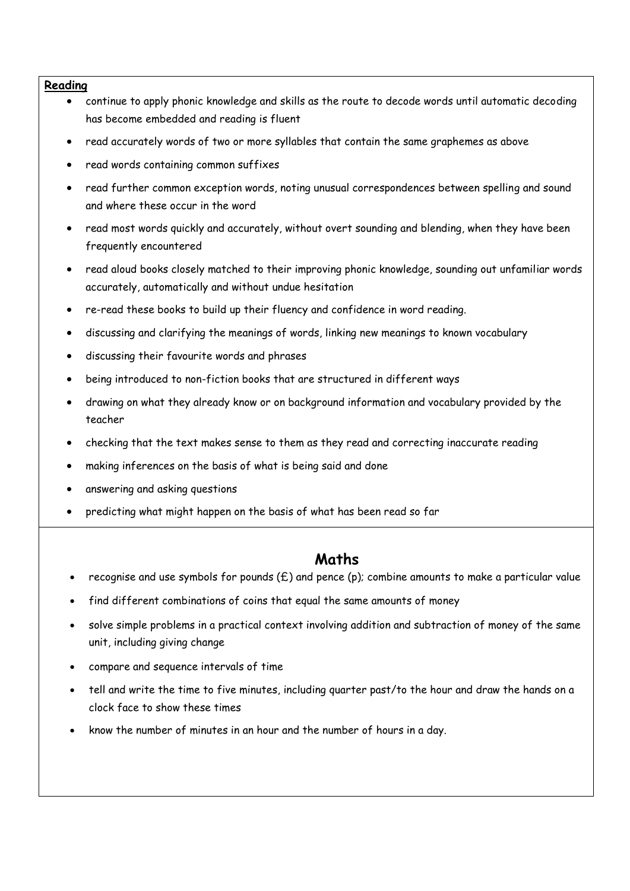**Reading**

- continue to apply phonic knowledge and skills as the route to decode words until automatic decoding has become embedded and reading is fluent
- read accurately words of two or more syllables that contain the same graphemes as above
- read words containing common suffixes
- read further common exception words, noting unusual correspondences between spelling and sound and where these occur in the word
- read most words quickly and accurately, without overt sounding and blending, when they have been frequently encountered
- read aloud books closely matched to their improving phonic knowledge, sounding out unfamiliar words accurately, automatically and without undue hesitation
- re-read these books to build up their fluency and confidence in word reading.
- discussing and clarifying the meanings of words, linking new meanings to known vocabulary
- discussing their favourite words and phrases
- being introduced to non-fiction books that are structured in different ways
- drawing on what they already know or on background information and vocabulary provided by the teacher
- checking that the text makes sense to them as they read and correcting inaccurate reading
- making inferences on the basis of what is being said and done
- answering and asking questions
- predicting what might happen on the basis of what has been read so far

## Maths

- recognise and use symbols for pounds (£) and pence (p); combine amounts to make a particular value
- find different combinations of coins that equal the same amounts of money
- solve simple problems in a practical context involving addition and subtraction of money of the same unit, including giving change
- compare and sequence intervals of time
- tell and write the time to five minutes, including quarter past/to the hour and draw the hands on a clock face to show these times
- know the number of minutes in an hour and the number of hours in a day.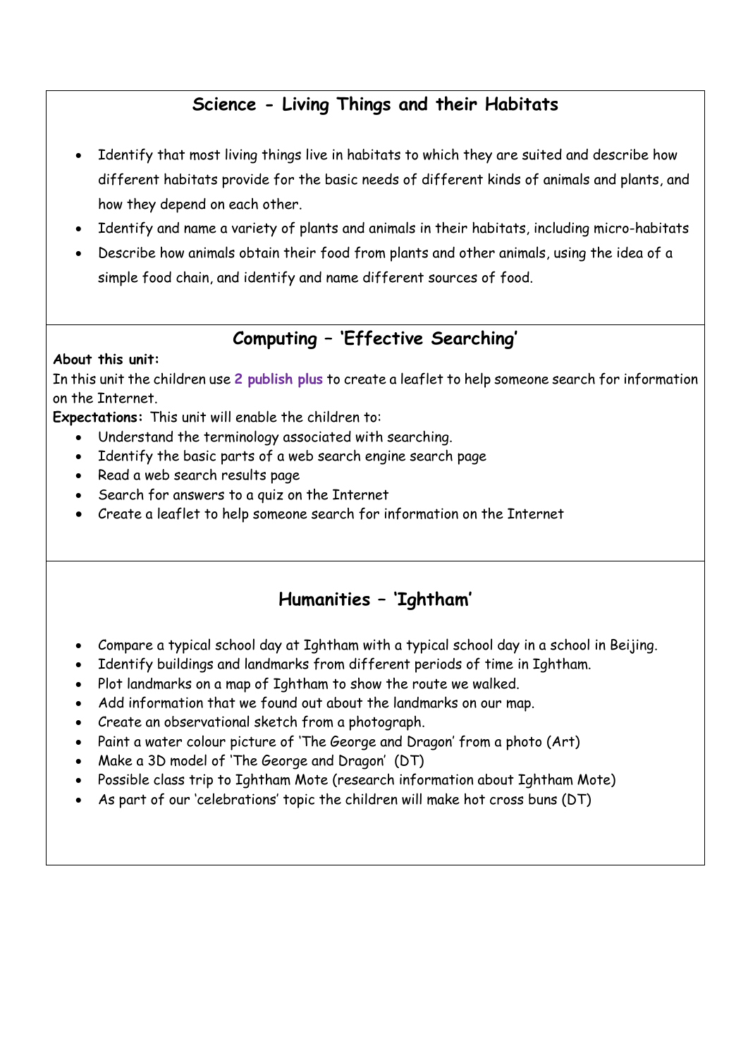## Science - Living Things and their Habitats

- Identify that most living things live in habitats to which they are suited and describe how different habitats provide for the basic needs of different kinds of animals and plants, and how they depend on each other.
- Identify and name a variety of plants and animals in their habitats, including micro-habitats
- Describe how animals obtain their food from plants and other animals, using the idea of a simple food chain, and identify and name different sources of food.

## Computing – 'Effective Searching'

**About this unit:**
In this unit the children use **2 publish plus** to create a leaflet to help someone search for information on the Internet.

**Expectations:** This unit will enable the children to:

- Understand the terminology associated with searching.
- Identify the basic parts of a web search engine search page
- Read a web search results page
- Search for answers to a quiz on the Internet
- Create a leaflet to help someone search for information on the Internet

## Humanities – 'Ightham'

- Compare a typical school day at Ightham with a typical school day in a school in Beijing.
- Identify buildings and landmarks from different periods of time in Ightham.
- Plot landmarks on a map of Ightham to show the route we walked.
- Add information that we found out about the landmarks on our map.
- Create an observational sketch from a photograph.
- Paint a water colour picture of 'The George and Dragon' from a photo (Art)
- Make a 3D model of 'The George and Dragon' (DT)
- Possible class trip to Ightham Mote (research information about Ightham Mote)
- As part of our 'celebrations' topic the children will make hot cross buns (DT)